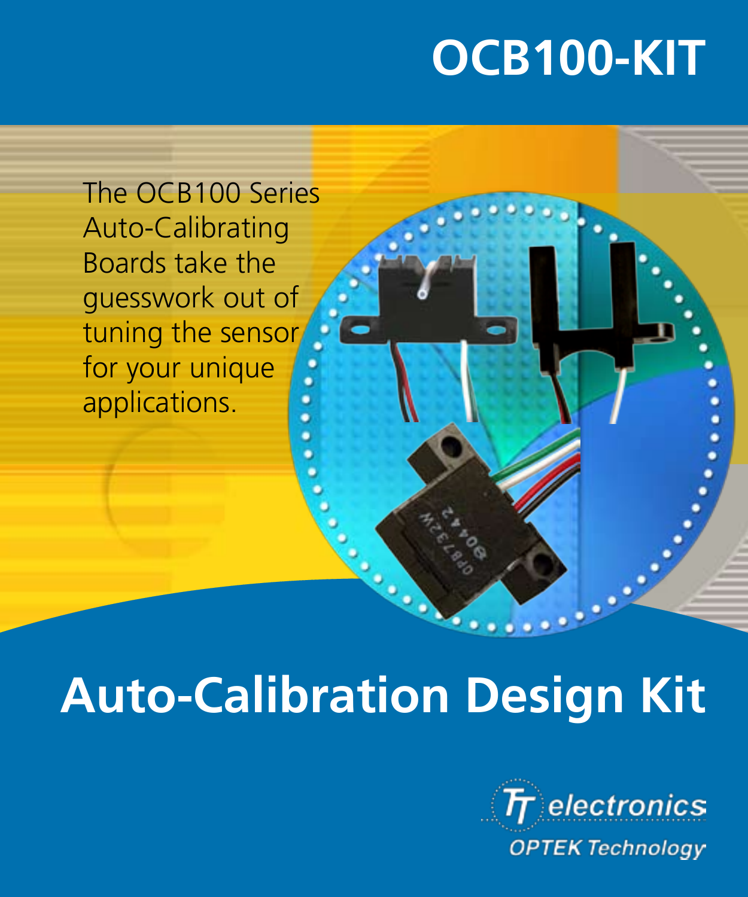# OCB100-KIT

The OCB100 Series Auto-Calibrating Boards take the guesswork out of tuning the sensor for your unique applications.

# Auto-Calibration Design Kit

TT electronics

OPTEK Technology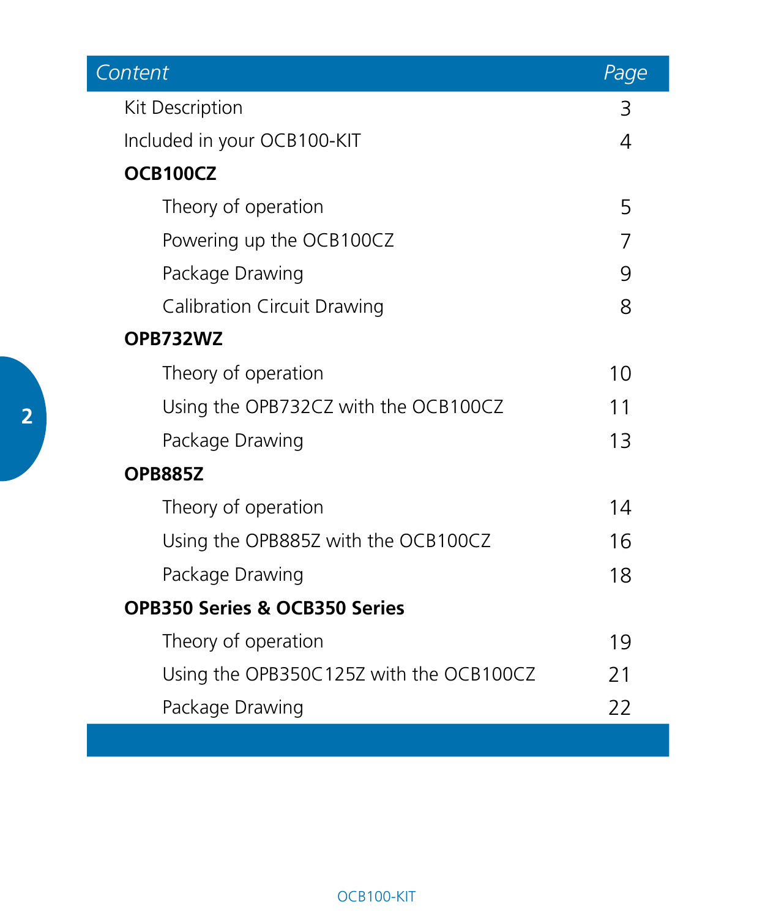| Content | Page |
| --- | --- |
| Kit Description | 3 |
| Included in your OCB100-KIT | 4 |
| **OCB100CZ** | |
| Theory of operation | 5 |
| Powering up the OCB100CZ | 7 |
| Package Drawing | 9 |
| Calibration Circuit Drawing | 8 |
| **OPB732WZ** | |
| Theory of operation | 10 |
| Using the OPB732CZ with the OCB100CZ | 11 |
| Package Drawing | 13 |
| **OPB885Z** | |
| Theory of operation | 14 |
| Using the OPB885Z with the OCB100CZ | 16 |
| Package Drawing | 18 |
| **OPB350 Series & OCB350 Series** | |
| Theory of operation | 19 |
| Using the OPB350C125Z with the OCB100CZ | 21 |
| Package Drawing | 22 |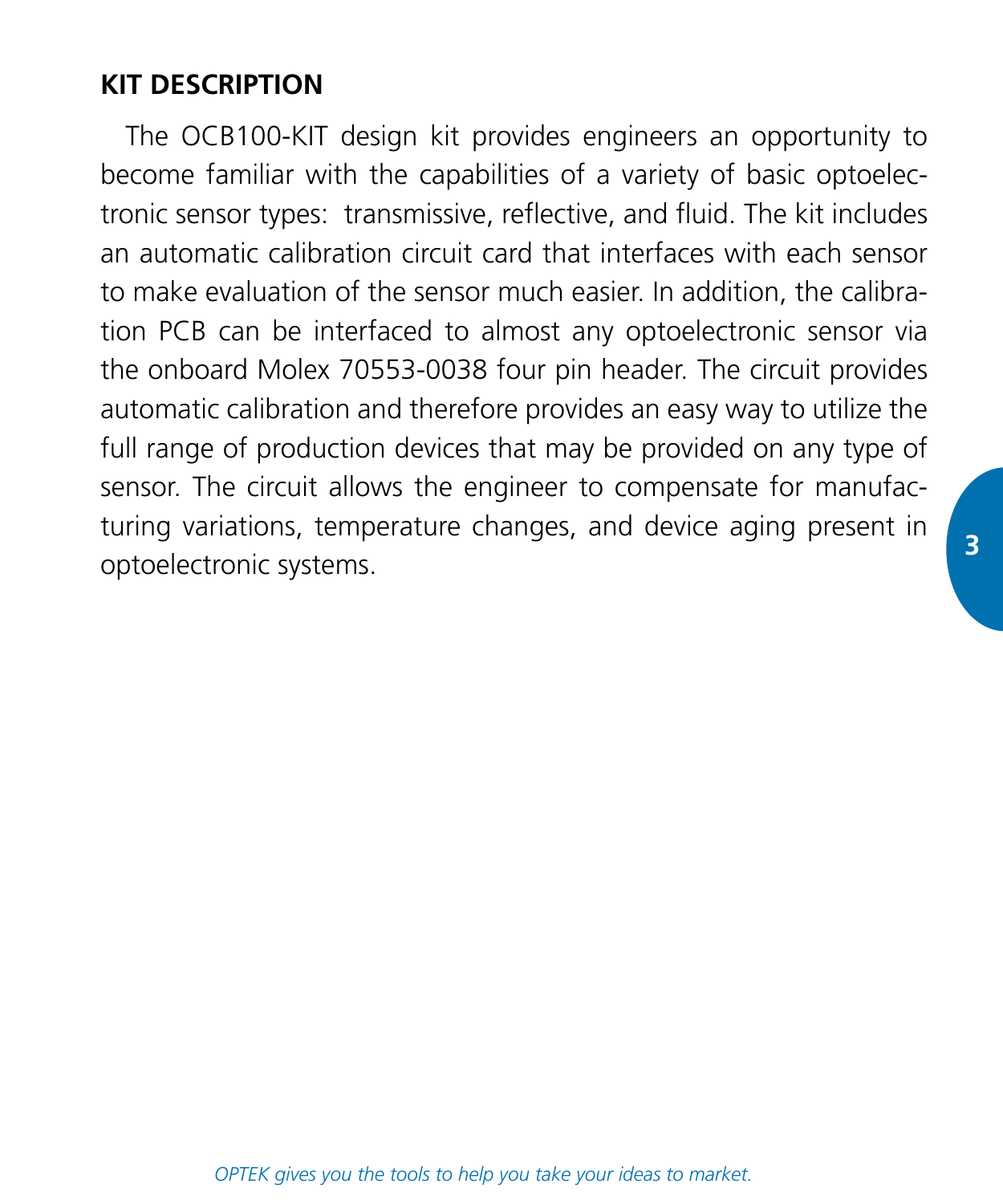## KIT DESCRIPTION

The OCB100-KIT design kit provides engineers an opportunity to become familiar with the capabilities of a variety of basic optoelectronic sensor types: transmissive, reflective, and fluid. The kit includes an automatic calibration circuit card that interfaces with each sensor to make evaluation of the sensor much easier. In addition, the calibration PCB can be interfaced to almost any optoelectronic sensor via the onboard Molex 70553-0038 four pin header. The circuit provides automatic calibration and therefore provides an easy way to utilize the full range of production devices that may be provided on any type of sensor. The circuit allows the engineer to compensate for manufacturing variations, temperature changes, and device aging present in optoelectronic systems.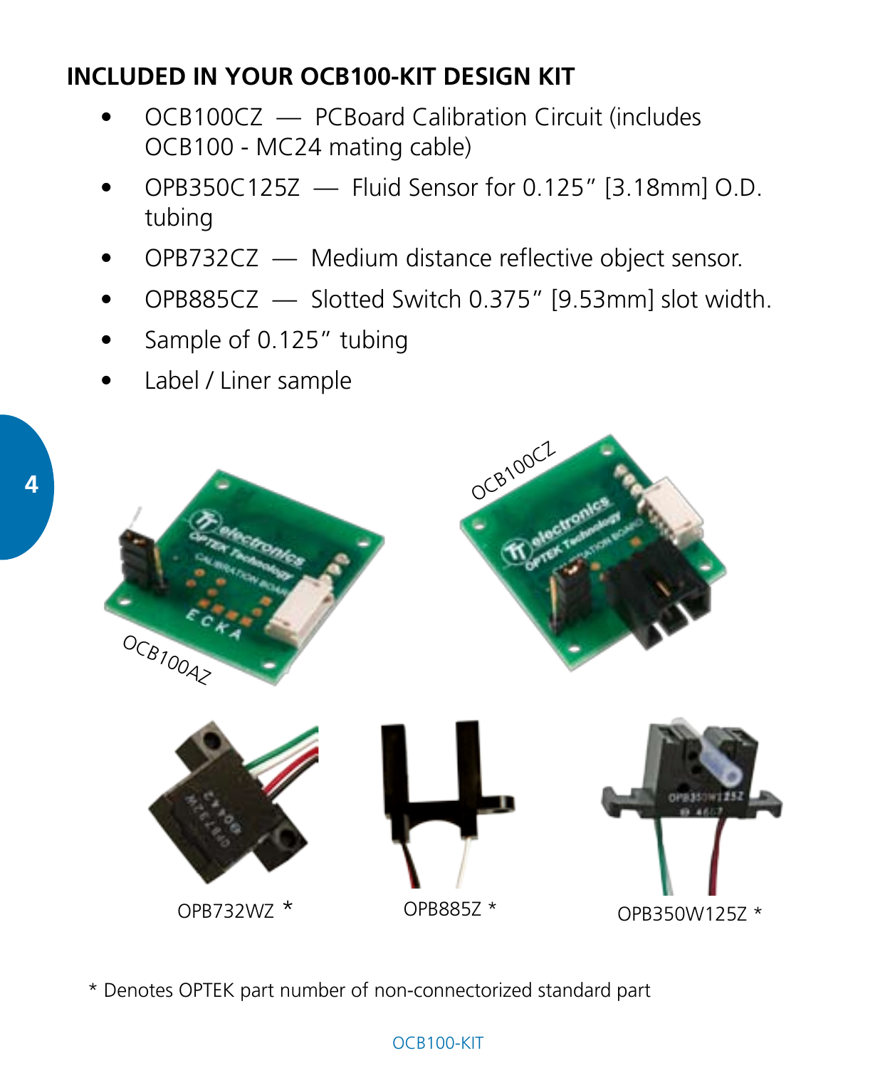## INCLUDED IN YOUR OCB100-KIT DESIGN KIT

- OCB100CZ — PCBoard Calibration Circuit (includes OCB100 - MC24 mating cable)
- OPB350C125Z — Fluid Sensor for 0.125” [3.18mm] O.D. tubing
- OPB732CZ — Medium distance reflective object sensor.
- OPB885CZ — Slotted Switch 0.375” [9.53mm] slot width.
- Sample of 0.125” tubing
- Label / Liner sample

OCB100AZ

OCB100CZ

OPB732WZ *

OPB885Z *

OPB350W125Z *

* Denotes OPTEK part number of non-connectorized standard part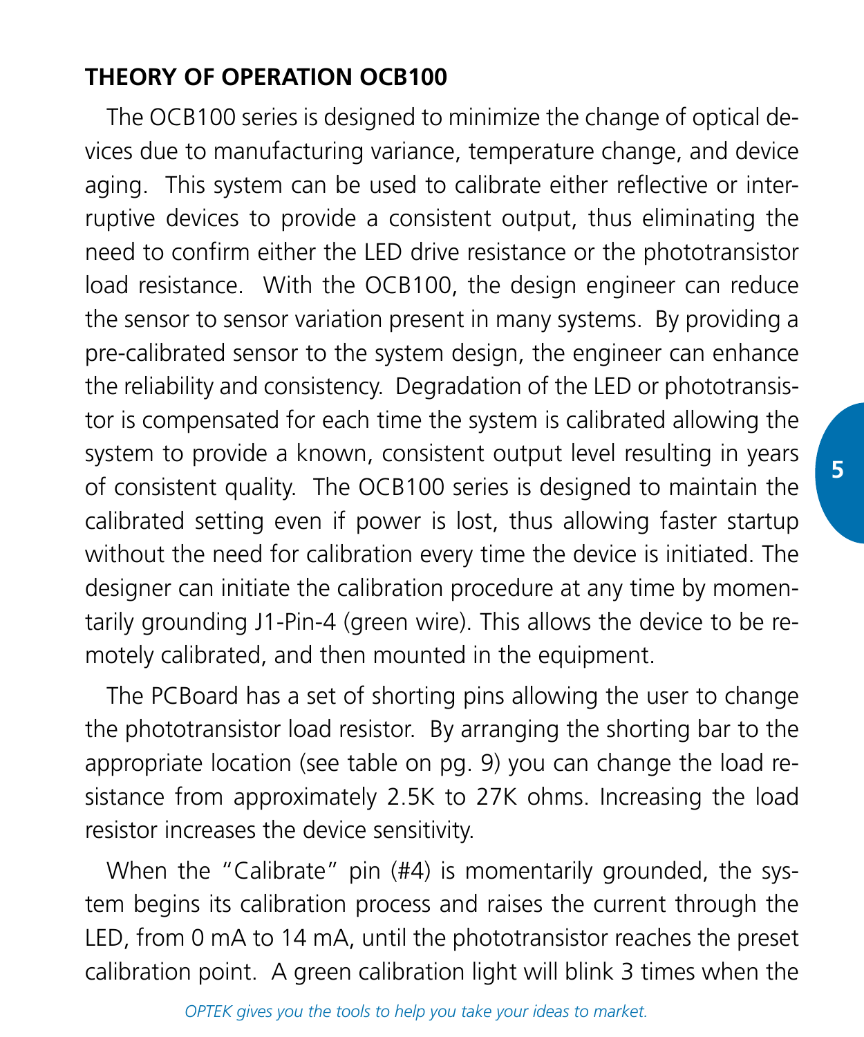## THEORY OF OPERATION OCB100

The OCB100 series is designed to minimize the change of optical devices due to manufacturing variance, temperature change, and device aging. This system can be used to calibrate either reflective or interruptive devices to provide a consistent output, thus eliminating the need to confirm either the LED drive resistance or the phototransistor load resistance. With the OCB100, the design engineer can reduce the sensor to sensor variation present in many systems. By providing a pre-calibrated sensor to the system design, the engineer can enhance the reliability and consistency. Degradation of the LED or phototransistor is compensated for each time the system is calibrated allowing the system to provide a known, consistent output level resulting in years of consistent quality. The OCB100 series is designed to maintain the calibrated setting even if power is lost, thus allowing faster startup without the need for calibration every time the device is initiated. The designer can initiate the calibration procedure at any time by momentarily grounding J1-Pin-4 (green wire). This allows the device to be remotely calibrated, and then mounted in the equipment.

The PCBoard has a set of shorting pins allowing the user to change the phototransistor load resistor. By arranging the shorting bar to the appropriate location (see table on pg. 9) you can change the load resistance from approximately 2.5K to 27K ohms. Increasing the load resistor increases the device sensitivity.

When the "Calibrate" pin (#4) is momentarily grounded, the system begins its calibration process and raises the current through the LED, from 0 mA to 14 mA, until the phototransistor reaches the preset calibration point. A green calibration light will blink 3 times when the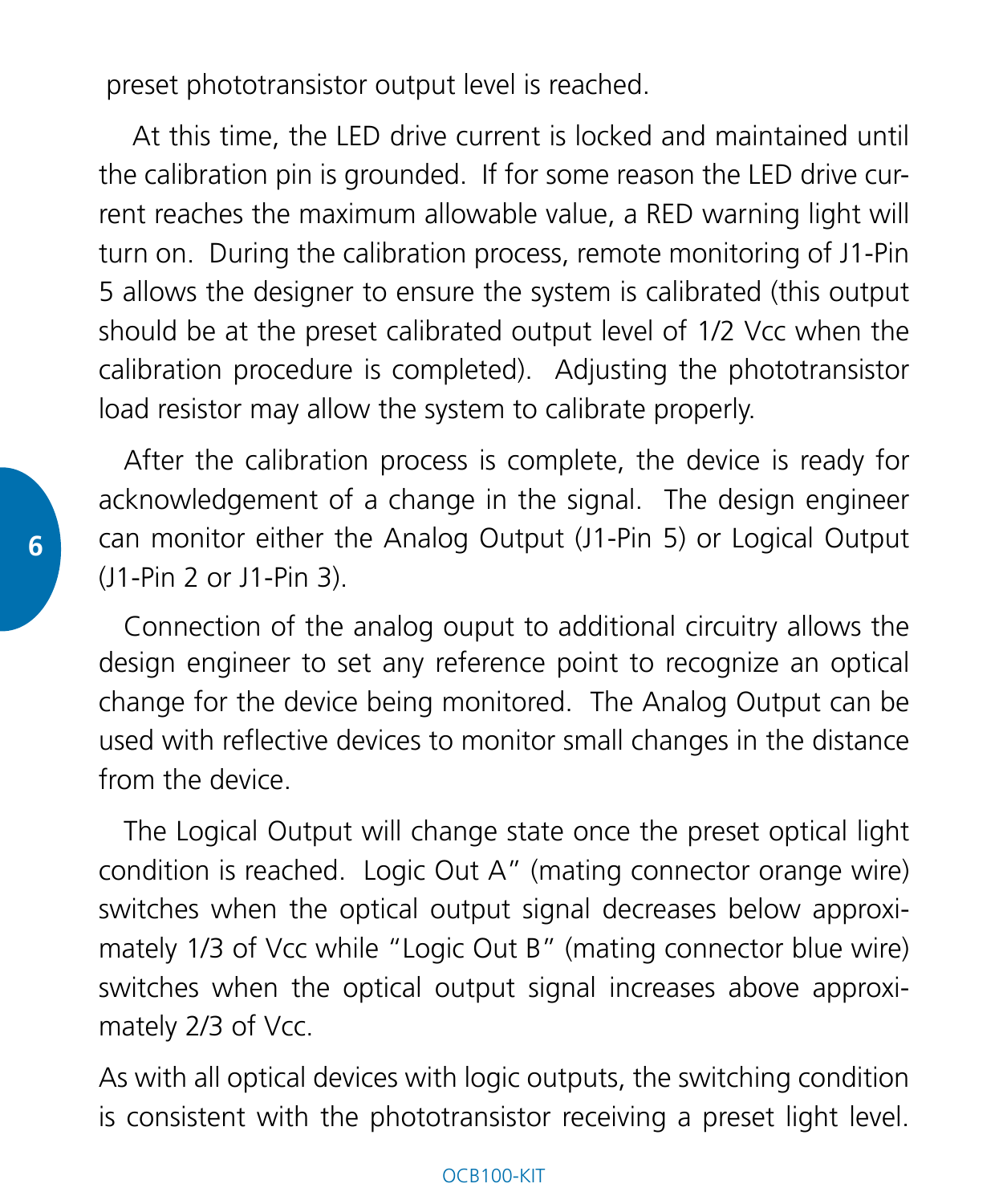preset phototransistor output level is reached.

At this time, the LED drive current is locked and maintained until the calibration pin is grounded. If for some reason the LED drive current reaches the maximum allowable value, a RED warning light will turn on. During the calibration process, remote monitoring of J1-Pin 5 allows the designer to ensure the system is calibrated (this output should be at the preset calibrated output level of 1/2 Vcc when the calibration procedure is completed). Adjusting the phototransistor load resistor may allow the system to calibrate properly.

After the calibration process is complete, the device is ready for acknowledgement of a change in the signal. The design engineer can monitor either the Analog Output (J1-Pin 5) or Logical Output (J1-Pin 2 or J1-Pin 3).

Connection of the analog ouput to additional circuitry allows the design engineer to set any reference point to recognize an optical change for the device being monitored. The Analog Output can be used with reflective devices to monitor small changes in the distance from the device.

The Logical Output will change state once the preset optical light condition is reached. Logic Out A" (mating connector orange wire) switches when the optical output signal decreases below approximately 1/3 of Vcc while "Logic Out B" (mating connector blue wire) switches when the optical output signal increases above approximately 2/3 of Vcc.

As with all optical devices with logic outputs, the switching condition is consistent with the phototransistor receiving a preset light level.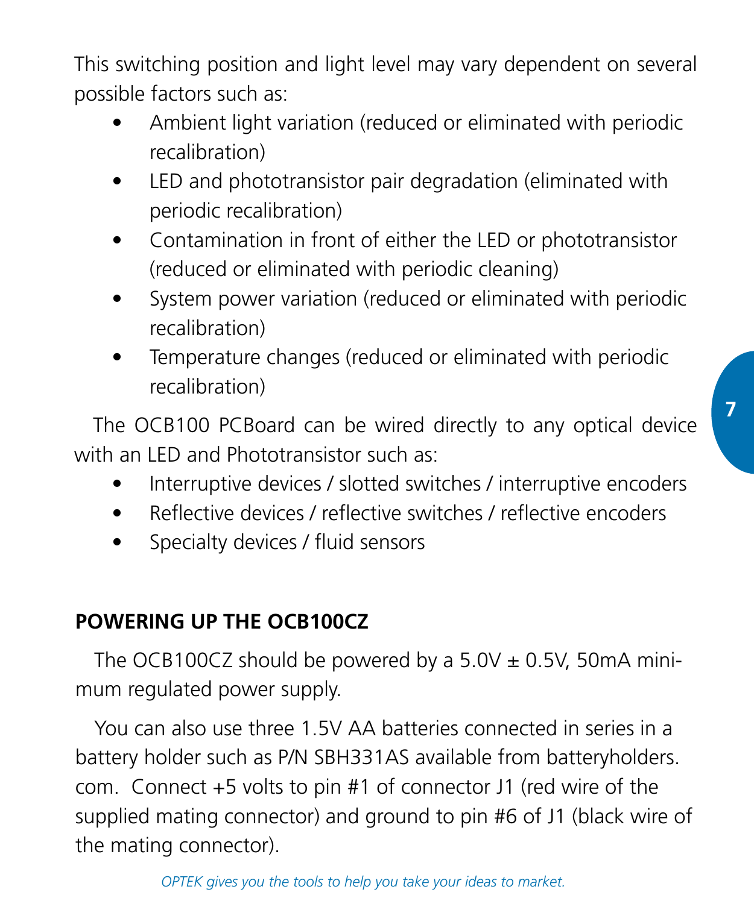This switching position and light level may vary dependent on several possible factors such as:

- Ambient light variation (reduced or eliminated with periodic recalibration)
- LED and phototransistor pair degradation (eliminated with periodic recalibration)
- Contamination in front of either the LED or phototransistor (reduced or eliminated with periodic cleaning)
- System power variation (reduced or eliminated with periodic recalibration)
- Temperature changes (reduced or eliminated with periodic recalibration)

The OCB100 PCBoard can be wired directly to any optical device with an LED and Phototransistor such as:

- Interruptive devices / slotted switches / interruptive encoders
- Reflective devices / reflective switches / reflective encoders
- Specialty devices / fluid sensors

## POWERING UP THE OCB100CZ

The OCB100CZ should be powered by a 5.0V ± 0.5V, 50mA minimum regulated power supply.

You can also use three 1.5V AA batteries connected in series in a battery holder such as P/N SBH331AS available from batteryholders.com. Connect +5 volts to pin #1 of connector J1 (red wire of the supplied mating connector) and ground to pin #6 of J1 (black wire of the mating connector).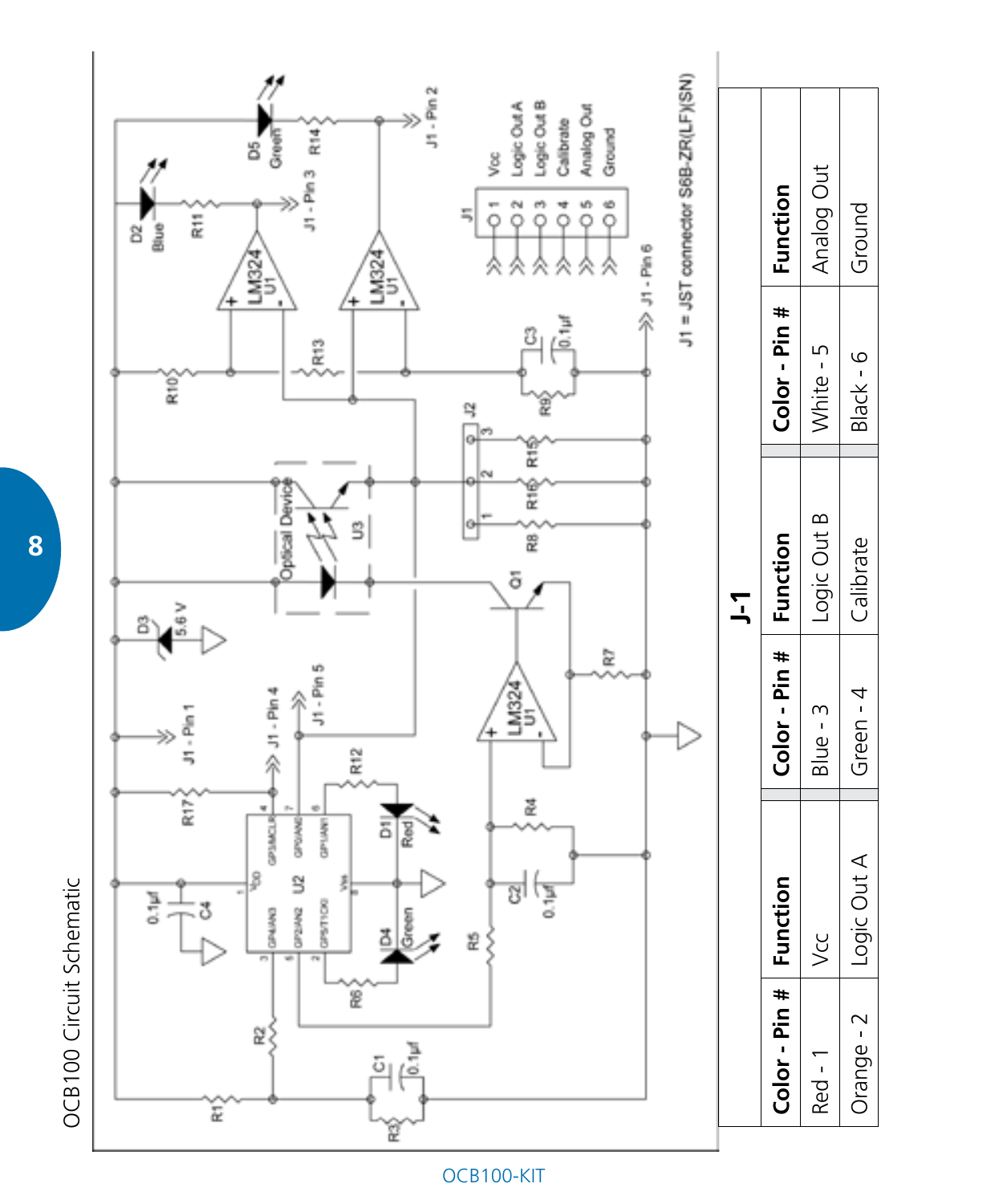## OCB100 Circuit Schematic

J1 = JST connector S6B-ZR(LF)(SN)

J1: 1 Vcc, 2 Logic Out A, 3 Logic Out B, 4 Calibrate, 5 Analog Out, 6 Ground

### J-1

| Color - Pin # | Function | Color - Pin # | Function | Color - Pin # | Function |
|---|---|---|---|---|---|
| Red - 1 | Vcc | Blue - 3 | Logic Out B | White - 5 | Analog Out |
| Orange - 2 | Logic Out A | Green - 4 | Calibrate | Black - 6 | Ground |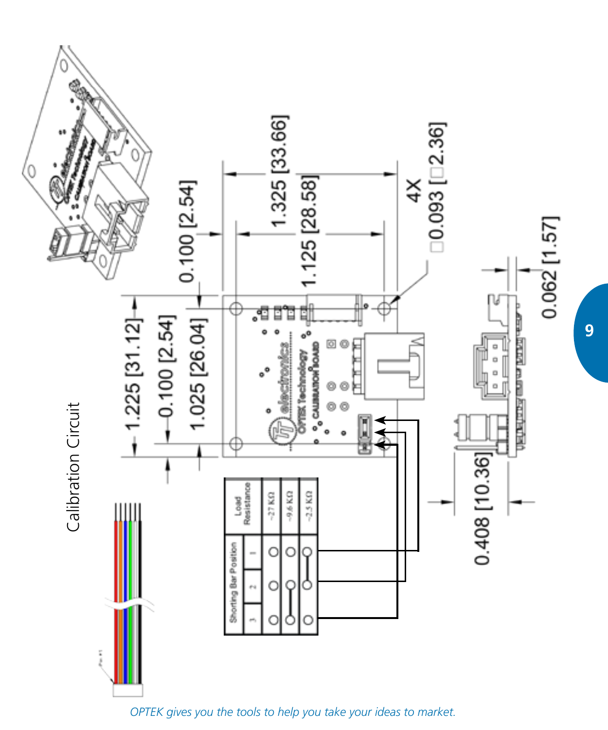# Calibration Circuit

| Shorting Bar Position | | | Load Resistance |
|---|---|---|---|
| 3 | 2 | 1 | |
| ○ | ○ | ○ | ~27 KΩ |
| ○ | ○ | ○ | ~9.6 KΩ |
| ○ | ○ | ○ | ~2.5 KΩ |

1.225 [31.12]

0.100 [2.54]

1.025 [26.04]

0.100 [2.54]

1.325 [33.66]

1.125 [28.58]

4X □0.093 [□2.36]

0.062 [1.57]

0.408 [10.36]

*OPTEK gives you the tools to help you take your ideas to market.*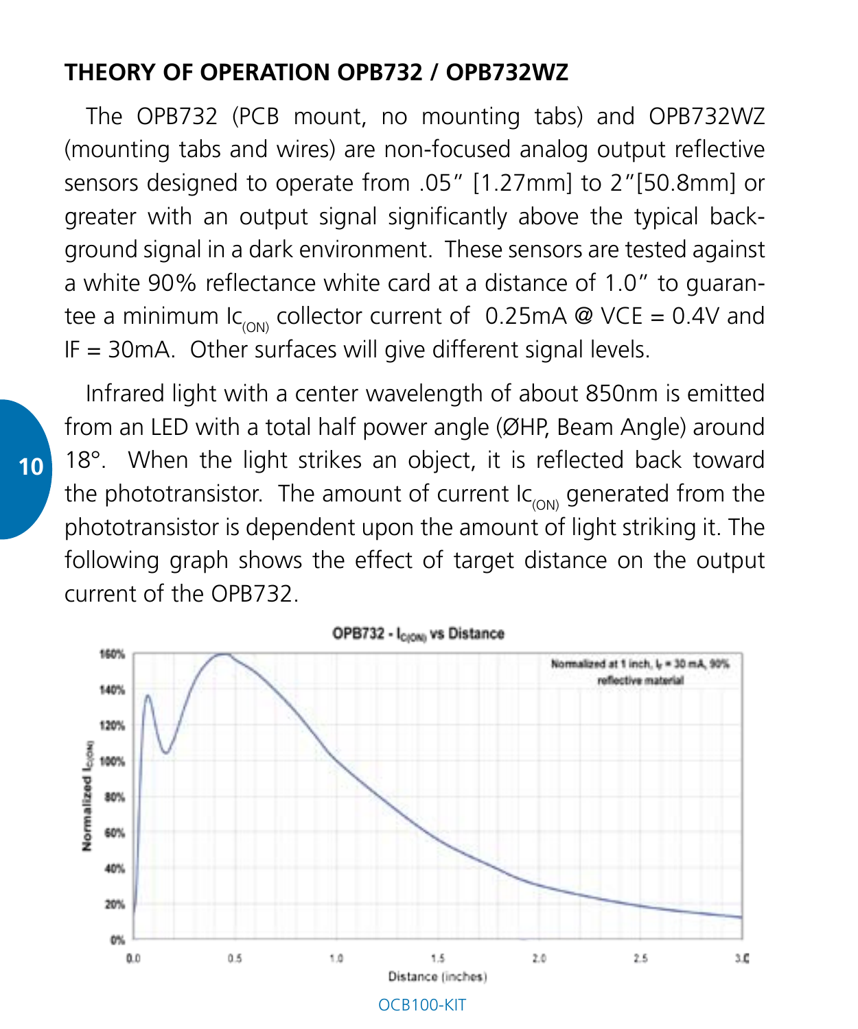## THEORY OF OPERATION OPB732 / OPB732WZ

The OPB732 (PCB mount, no mounting tabs) and OPB732WZ (mounting tabs and wires) are non-focused analog output reflective sensors designed to operate from .05" [1.27mm] to 2"[50.8mm] or greater with an output signal significantly above the typical background signal in a dark environment. These sensors are tested against a white 90% reflectance white card at a distance of 1.0" to guarantee a minimum $Ic_{(ON)}$ collector current of 0.25mA @ VCE = 0.4V and IF = 30mA. Other surfaces will give different signal levels.

Infrared light with a center wavelength of about 850nm is emitted from an LED with a total half power angle (ØHP, Beam Angle) around 18°. When the light strikes an object, it is reflected back toward the phototransistor. The amount of current $Ic_{(ON)}$ generated from the phototransistor is dependent upon the amount of light striking it. The following graph shows the effect of target distance on the output current of the OPB732.

OPB732 - $I_{C(ON)}$ vs Distance

Normalized at 1 inch, $I_F$ = 30 mA, 90% reflective material

Normalized $I_{C(ON)}$ — 0% to 160%

Distance (inches) — 0.0 to 3.0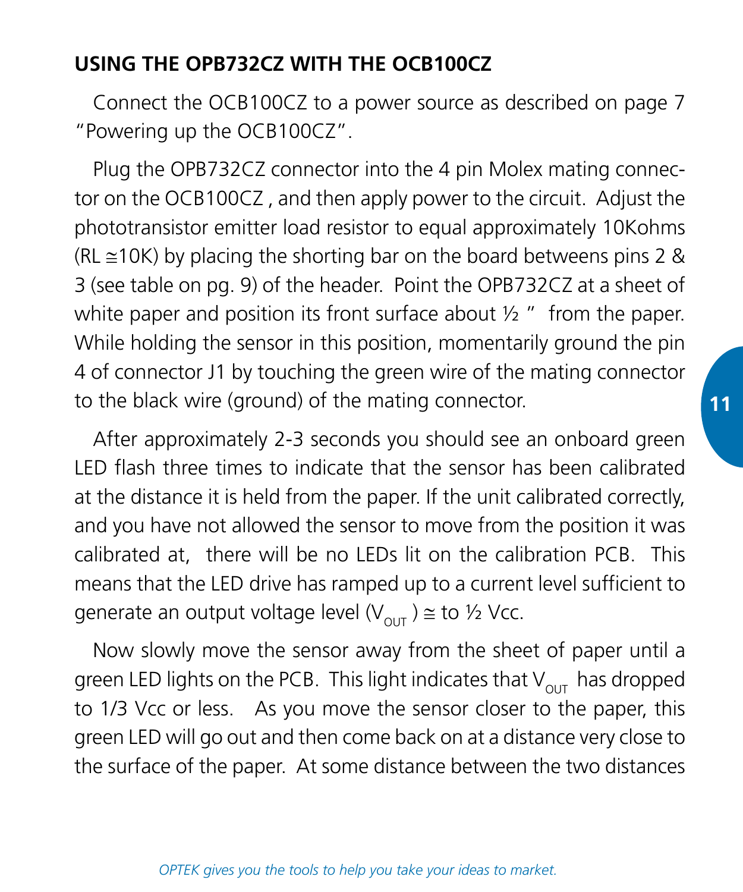## USING THE OPB732CZ WITH THE OCB100CZ

Connect the OCB100CZ to a power source as described on page 7 "Powering up the OCB100CZ".

Plug the OPB732CZ connector into the 4 pin Molex mating connector on the OCB100CZ , and then apply power to the circuit. Adjust the phototransistor emitter load resistor to equal approximately 10Kohms (RL ≅10K) by placing the shorting bar on the board betweens pins 2 & 3 (see table on pg. 9) of the header. Point the OPB732CZ at a sheet of white paper and position its front surface about ½ " from the paper. While holding the sensor in this position, momentarily ground the pin 4 of connector J1 by touching the green wire of the mating connector to the black wire (ground) of the mating connector.

After approximately 2-3 seconds you should see an onboard green LED flash three times to indicate that the sensor has been calibrated at the distance it is held from the paper. If the unit calibrated correctly, and you have not allowed the sensor to move from the position it was calibrated at, there will be no LEDs lit on the calibration PCB. This means that the LED drive has ramped up to a current level sufficient to generate an output voltage level ($V_{OUT}$) ≅ to ½ Vcc.

Now slowly move the sensor away from the sheet of paper until a green LED lights on the PCB. This light indicates that $V_{OUT}$ has dropped to 1/3 Vcc or less. As you move the sensor closer to the paper, this green LED will go out and then come back on at a distance very close to the surface of the paper. At some distance between the two distances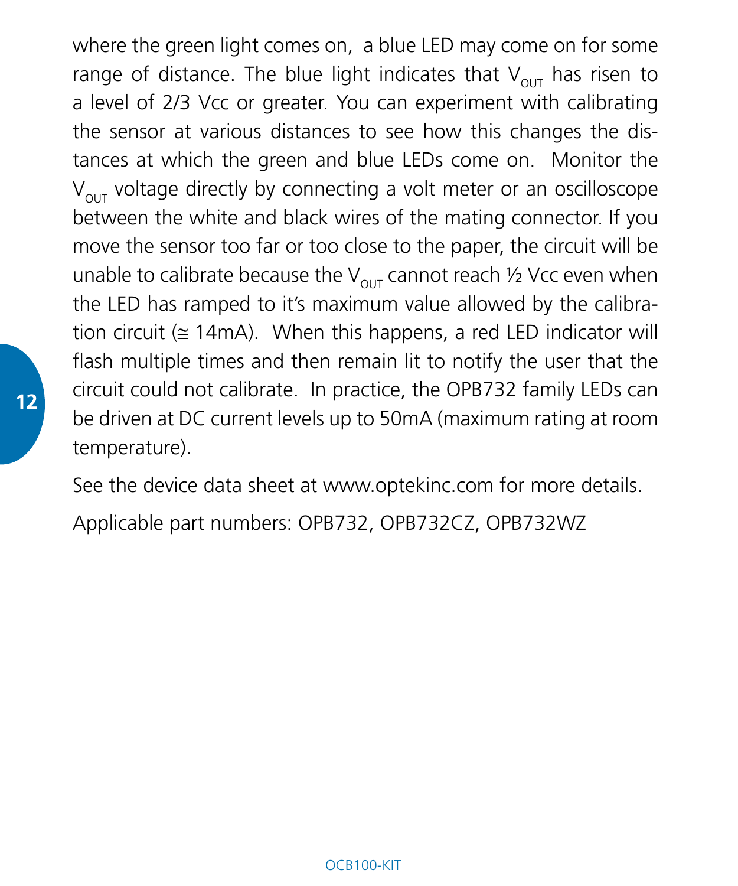where the green light comes on, a blue LED may come on for some range of distance. The blue light indicates that $V_{OUT}$ has risen to a level of 2/3 Vcc or greater. You can experiment with calibrating the sensor at various distances to see how this changes the distances at which the green and blue LEDs come on. Monitor the $V_{OUT}$ voltage directly by connecting a volt meter or an oscilloscope between the white and black wires of the mating connector. If you move the sensor too far or too close to the paper, the circuit will be unable to calibrate because the $V_{OUT}$ cannot reach ½ Vcc even when the LED has ramped to it's maximum value allowed by the calibration circuit (≅ 14mA). When this happens, a red LED indicator will flash multiple times and then remain lit to notify the user that the circuit could not calibrate. In practice, the OPB732 family LEDs can be driven at DC current levels up to 50mA (maximum rating at room temperature).

See the device data sheet at www.optekinc.com for more details.

Applicable part numbers: OPB732, OPB732CZ, OPB732WZ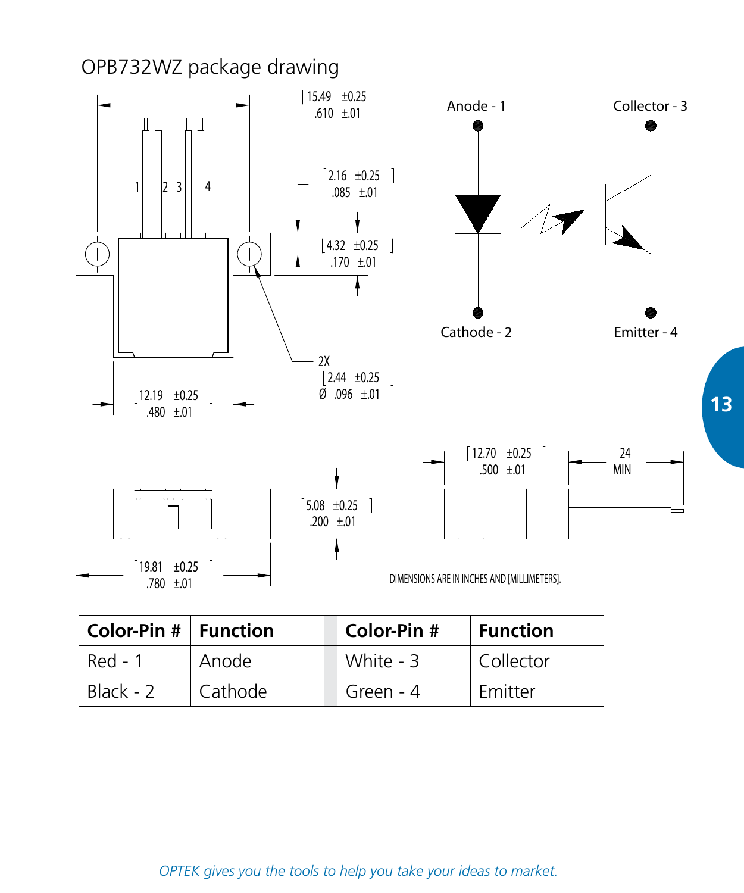## OPB732WZ package drawing

[15.49 ±0.25] .610 ±.01

[2.16 ±0.25] .085 ±.01

[4.32 ±0.25] .170 ±.01

2X [2.44 ±0.25] Ø .096 ±.01

[12.19 ±0.25] .480 ±.01

1 2 3 4

Anode - 1

Cathode - 2

Collector - 3

Emitter - 4

[5.08 ±0.25] .200 ±.01

[19.81 ±0.25] .780 ±.01

[12.70 ±0.25] .500 ±.01

24 MIN

DIMENSIONS ARE IN INCHES AND [MILLIMETERS].

| Color-Pin # | Function | Color-Pin # | Function |
|---|---|---|---|
| Red - 1 | Anode | White - 3 | Collector |
| Black - 2 | Cathode | Green - 4 | Emitter |

*OPTEK gives you the tools to help you take your ideas to market.*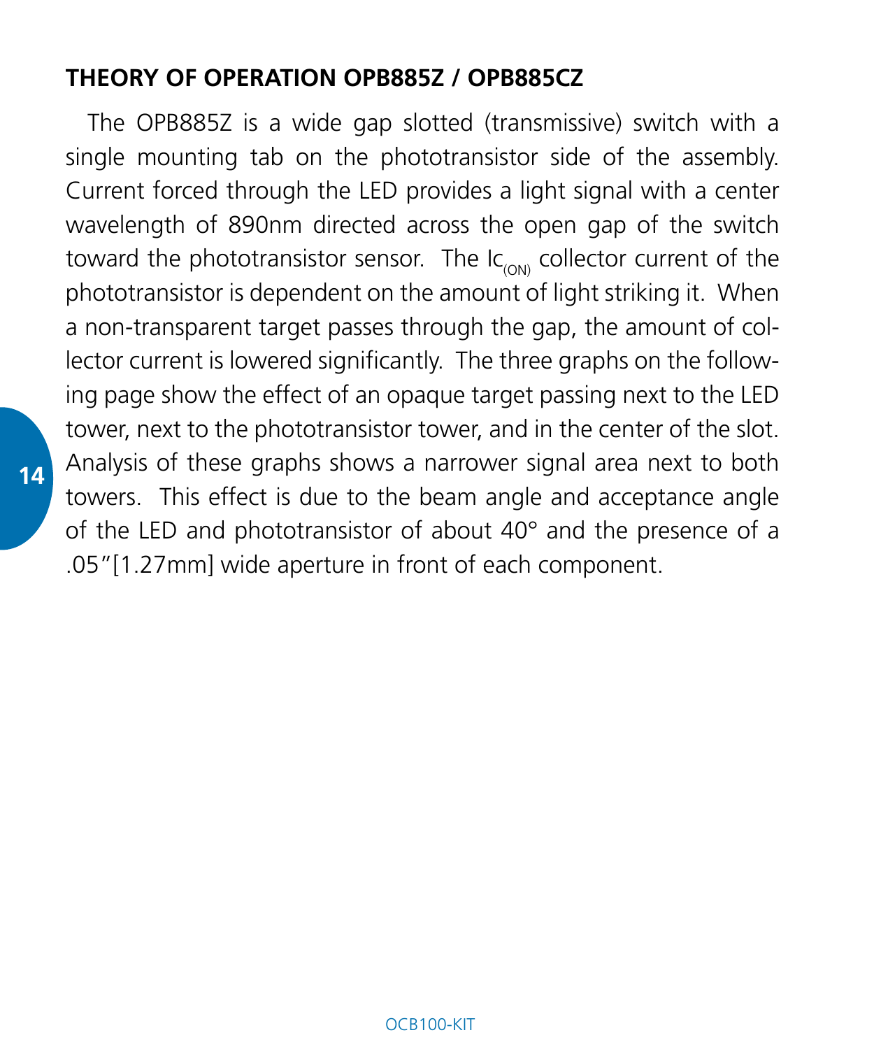## THEORY OF OPERATION OPB885Z / OPB885CZ

The OPB885Z is a wide gap slotted (transmissive) switch with a single mounting tab on the phototransistor side of the assembly. Current forced through the LED provides a light signal with a center wavelength of 890nm directed across the open gap of the switch toward the phototransistor sensor. The $Ic_{(ON)}$ collector current of the phototransistor is dependent on the amount of light striking it. When a non-transparent target passes through the gap, the amount of collector current is lowered significantly. The three graphs on the following page show the effect of an opaque target passing next to the LED tower, next to the phototransistor tower, and in the center of the slot. Analysis of these graphs shows a narrower signal area next to both towers. This effect is due to the beam angle and acceptance angle of the LED and phototransistor of about 40° and the presence of a .05"[1.27mm] wide aperture in front of each component.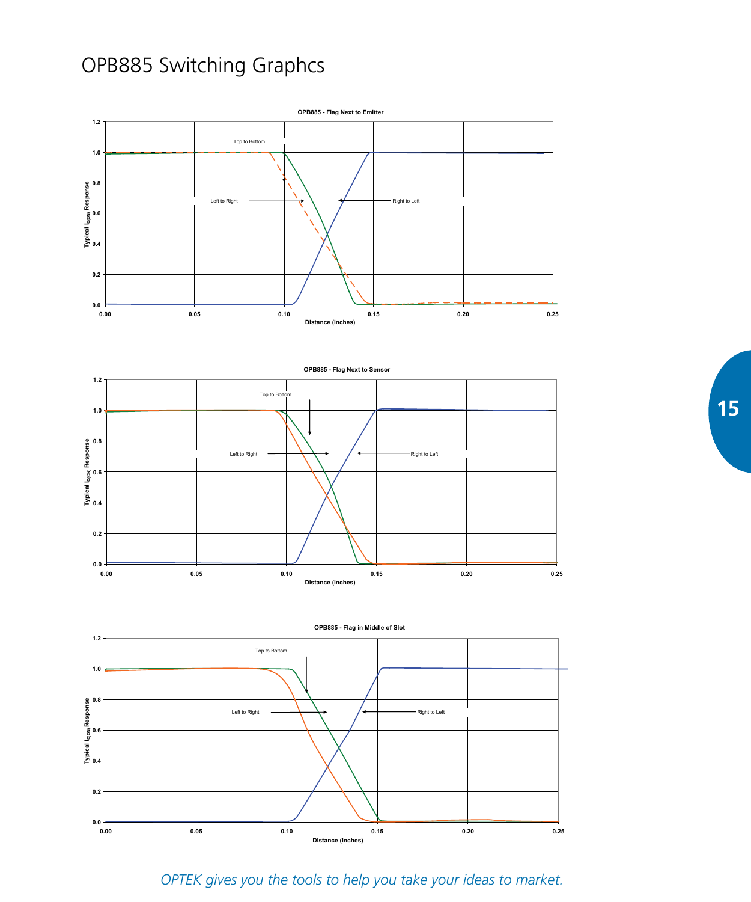# OPB885 Switching Graphcs

**OPB885 - Flag Next to Emitter**

Top to Bottom

Left to Right

Right to Left

Typical $I_{C(ON)}$ Response

Distance (inches)

**OPB885 - Flag Next to Sensor**

Top to Bottom

Left to Right

Right to Left

Typical $I_{C(ON)}$ Response

Distance (inches)

**OPB885 - Flag in Middle of Slot**

Top to Bottom

Left to Right

Right to Left

Typical $I_{C(ON)}$ Response

Distance (inches)

*OPTEK gives you the tools to help you take your ideas to market.*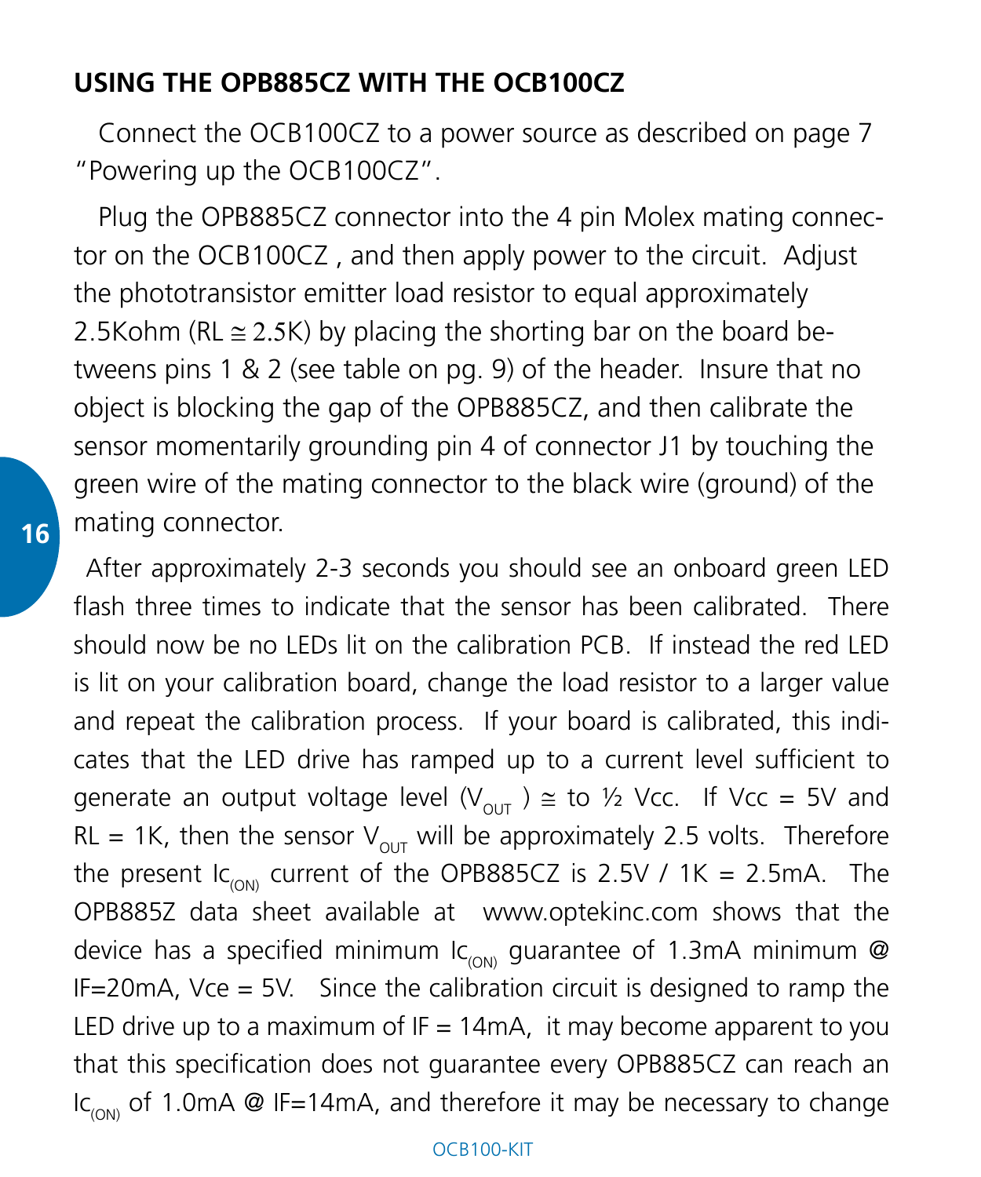## USING THE OPB885CZ WITH THE OCB100CZ

Connect the OCB100CZ to a power source as described on page 7 "Powering up the OCB100CZ".

Plug the OPB885CZ connector into the 4 pin Molex mating connector on the OCB100CZ , and then apply power to the circuit. Adjust the phototransistor emitter load resistor to equal approximately 2.5Kohm (RL ≅ 2.5K) by placing the shorting bar on the board betweens pins 1 & 2 (see table on pg. 9) of the header. Insure that no object is blocking the gap of the OPB885CZ, and then calibrate the sensor momentarily grounding pin 4 of connector J1 by touching the green wire of the mating connector to the black wire (ground) of the mating connector.

After approximately 2-3 seconds you should see an onboard green LED flash three times to indicate that the sensor has been calibrated. There should now be no LEDs lit on the calibration PCB. If instead the red LED is lit on your calibration board, change the load resistor to a larger value and repeat the calibration process. If your board is calibrated, this indicates that the LED drive has ramped up to a current level sufficient to generate an output voltage level ($V_{OUT}$ ) ≅ to ½ Vcc. If Vcc = 5V and RL = 1K, then the sensor $V_{OUT}$ will be approximately 2.5 volts. Therefore the present $Ic_{(ON)}$ current of the OPB885CZ is 2.5V / 1K = 2.5mA. The OPB885Z data sheet available at www.optekinc.com shows that the device has a specified minimum $Ic_{(ON)}$ guarantee of 1.3mA minimum @ IF=20mA, Vce = 5V. Since the calibration circuit is designed to ramp the LED drive up to a maximum of IF = 14mA, it may become apparent to you that this specification does not guarantee every OPB885CZ can reach an $Ic_{(ON)}$ of 1.0mA @ IF=14mA, and therefore it may be necessary to change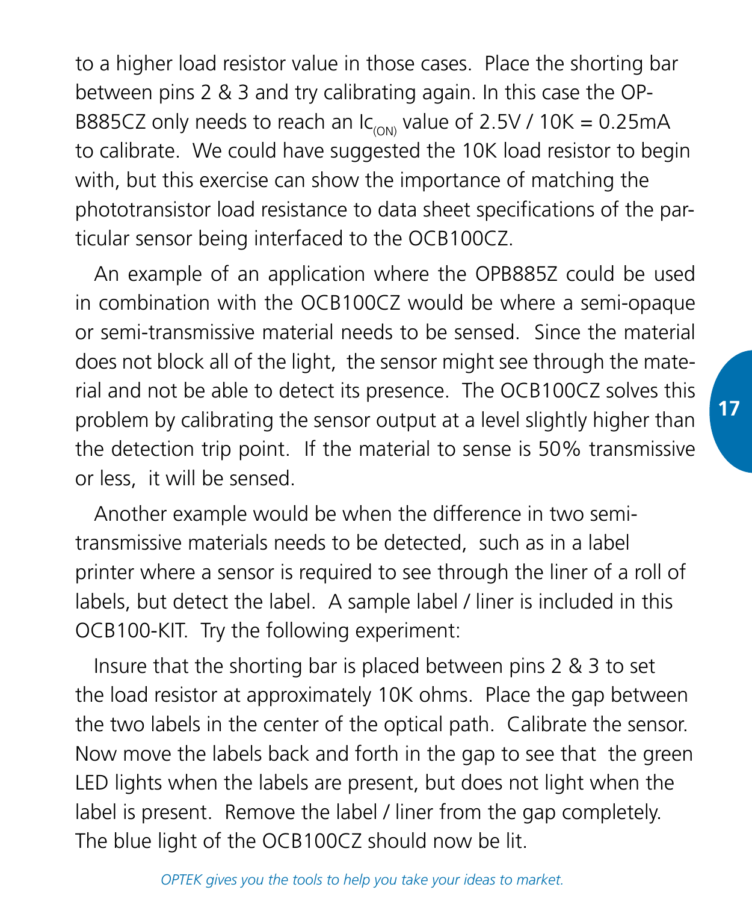to a higher load resistor value in those cases. Place the shorting bar between pins 2 & 3 and try calibrating again. In this case the OPB885CZ only needs to reach an $Ic_{(ON)}$ value of 2.5V / 10K = 0.25mA to calibrate. We could have suggested the 10K load resistor to begin with, but this exercise can show the importance of matching the phototransistor load resistance to data sheet specifications of the particular sensor being interfaced to the OCB100CZ.

An example of an application where the OPB885Z could be used in combination with the OCB100CZ would be where a semi-opaque or semi-transmissive material needs to be sensed. Since the material does not block all of the light, the sensor might see through the material and not be able to detect its presence. The OCB100CZ solves this problem by calibrating the sensor output at a level slightly higher than the detection trip point. If the material to sense is 50% transmissive or less, it will be sensed.

Another example would be when the difference in two semi-transmissive materials needs to be detected, such as in a label printer where a sensor is required to see through the liner of a roll of labels, but detect the label. A sample label / liner is included in this OCB100-KIT. Try the following experiment:

Insure that the shorting bar is placed between pins 2 & 3 to set the load resistor at approximately 10K ohms. Place the gap between the two labels in the center of the optical path. Calibrate the sensor. Now move the labels back and forth in the gap to see that the green LED lights when the labels are present, but does not light when the label is present. Remove the label / liner from the gap completely. The blue light of the OCB100CZ should now be lit.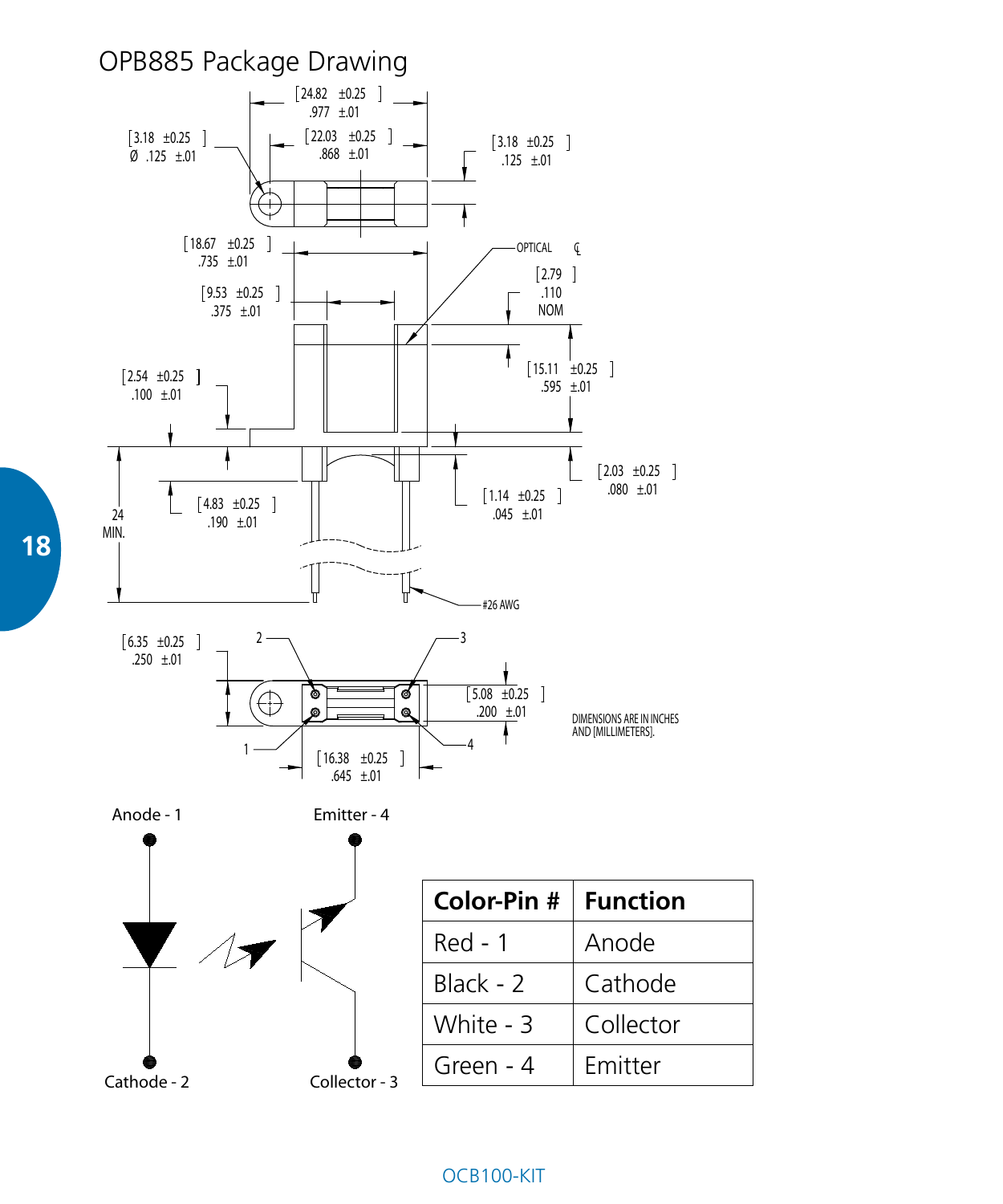# OPB885 Package Drawing

DIMENSIONS ARE IN INCHES AND [MILLIMETERS].

Anode - 1

Cathode - 2

Emitter - 4

Collector - 3

| Color-Pin # | Function |
|---|---|
| Red - 1 | Anode |
| Black - 2 | Cathode |
| White - 3 | Collector |
| Green - 4 | Emitter |

OCB100-KIT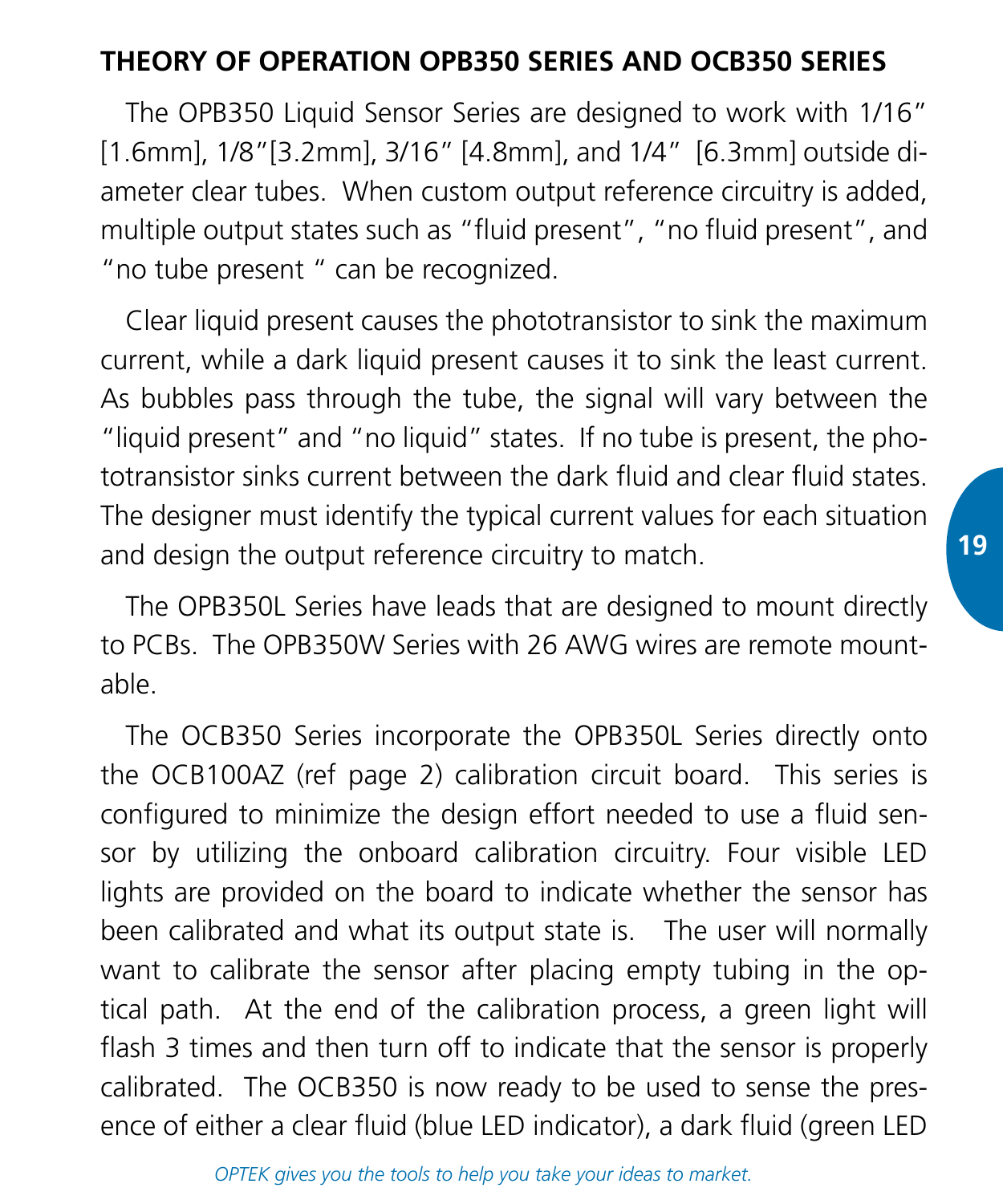## THEORY OF OPERATION OPB350 SERIES AND OCB350 SERIES

The OPB350 Liquid Sensor Series are designed to work with 1/16" [1.6mm], 1/8"[3.2mm], 3/16" [4.8mm], and 1/4" [6.3mm] outside diameter clear tubes. When custom output reference circuitry is added, multiple output states such as "fluid present", "no fluid present", and "no tube present " can be recognized.

Clear liquid present causes the phototransistor to sink the maximum current, while a dark liquid present causes it to sink the least current. As bubbles pass through the tube, the signal will vary between the "liquid present" and "no liquid" states. If no tube is present, the phototransistor sinks current between the dark fluid and clear fluid states. The designer must identify the typical current values for each situation and design the output reference circuitry to match.

The OPB350L Series have leads that are designed to mount directly to PCBs. The OPB350W Series with 26 AWG wires are remote mountable.

The OCB350 Series incorporate the OPB350L Series directly onto the OCB100AZ (ref page 2) calibration circuit board. This series is configured to minimize the design effort needed to use a fluid sensor by utilizing the onboard calibration circuitry. Four visible LED lights are provided on the board to indicate whether the sensor has been calibrated and what its output state is. The user will normally want to calibrate the sensor after placing empty tubing in the optical path. At the end of the calibration process, a green light will flash 3 times and then turn off to indicate that the sensor is properly calibrated. The OCB350 is now ready to be used to sense the presence of either a clear fluid (blue LED indicator), a dark fluid (green LED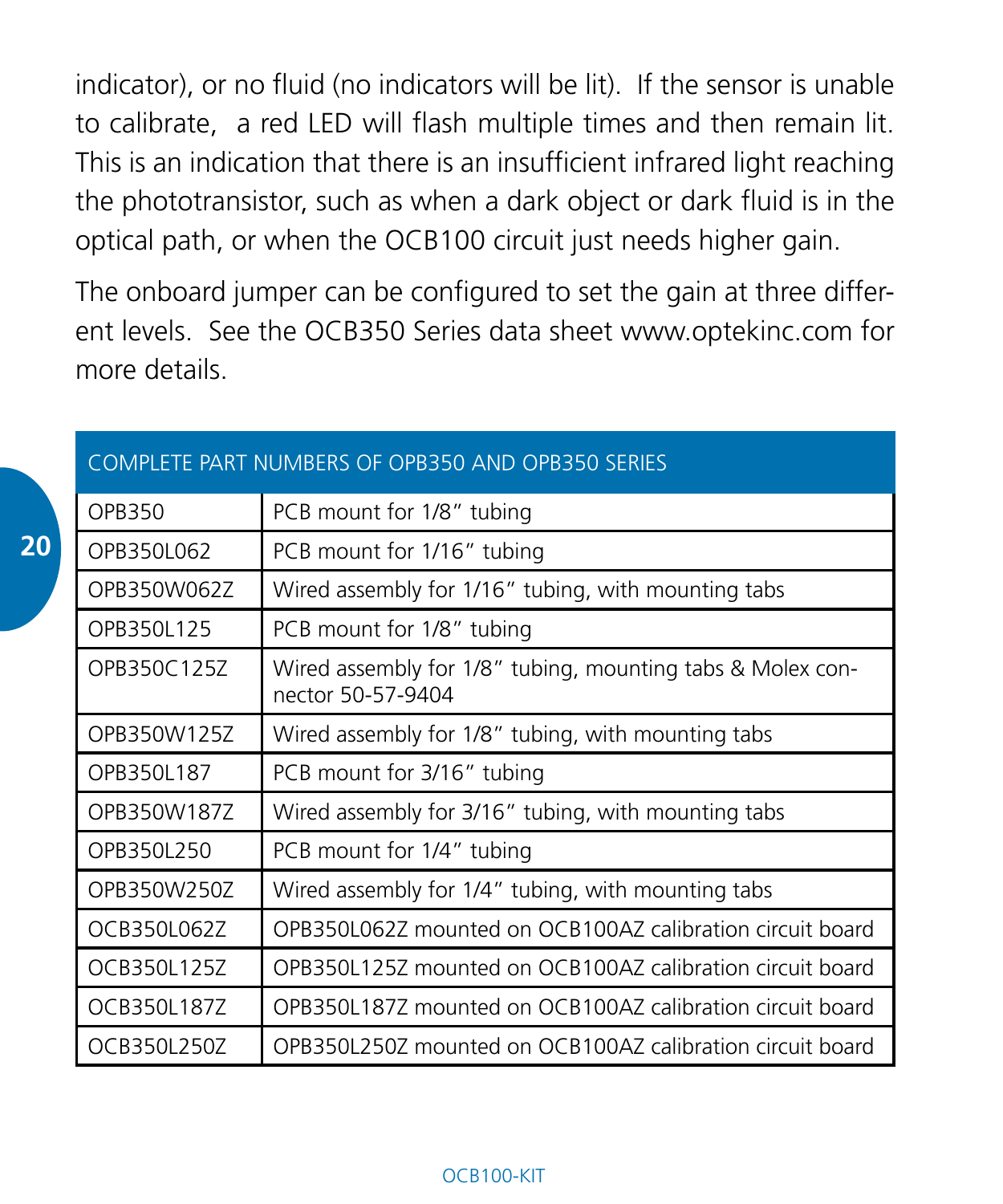indicator), or no fluid (no indicators will be lit). If the sensor is unable to calibrate, a red LED will flash multiple times and then remain lit. This is an indication that there is an insufficient infrared light reaching the phototransistor, such as when a dark object or dark fluid is in the optical path, or when the OCB100 circuit just needs higher gain.

The onboard jumper can be configured to set the gain at three different levels. See the OCB350 Series data sheet www.optekinc.com for more details.

| COMPLETE PART NUMBERS OF OPB350 AND OPB350 SERIES | |
|---|---|
| OPB350 | PCB mount for 1/8” tubing |
| OPB350L062 | PCB mount for 1/16” tubing |
| OPB350W062Z | Wired assembly for 1/16” tubing, with mounting tabs |
| OPB350L125 | PCB mount for 1/8” tubing |
| OPB350C125Z | Wired assembly for 1/8” tubing, mounting tabs & Molex connector 50-57-9404 |
| OPB350W125Z | Wired assembly for 1/8” tubing, with mounting tabs |
| OPB350L187 | PCB mount for 3/16” tubing |
| OPB350W187Z | Wired assembly for 3/16” tubing, with mounting tabs |
| OPB350L250 | PCB mount for 1/4” tubing |
| OPB350W250Z | Wired assembly for 1/4” tubing, with mounting tabs |
| OCB350L062Z | OPB350L062Z mounted on OCB100AZ calibration circuit board |
| OCB350L125Z | OPB350L125Z mounted on OCB100AZ calibration circuit board |
| OCB350L187Z | OPB350L187Z mounted on OCB100AZ calibration circuit board |
| OCB350L250Z | OPB350L250Z mounted on OCB100AZ calibration circuit board |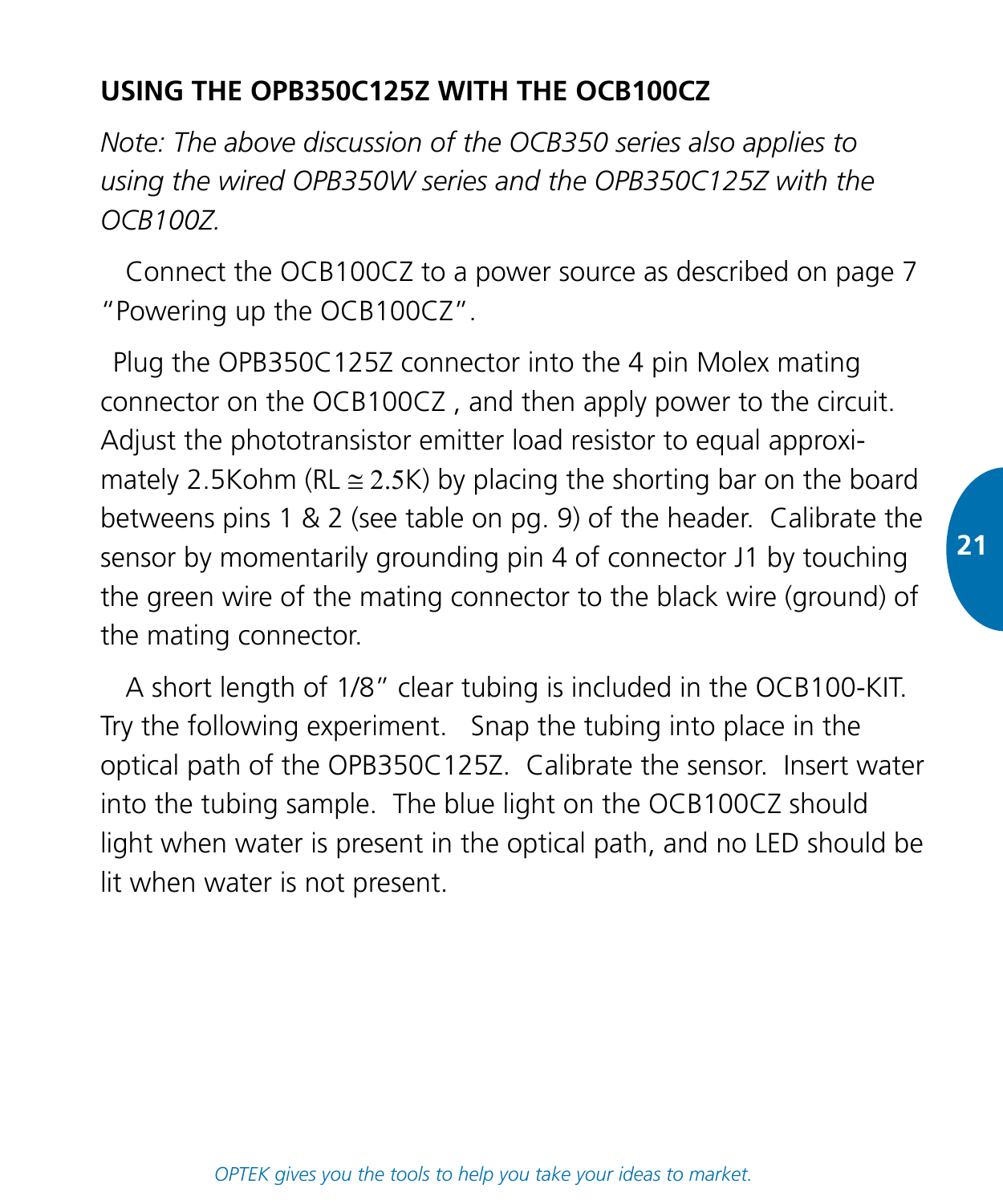## USING THE OPB350C125Z WITH THE OCB100CZ

*Note: The above discussion of the OCB350 series also applies to using the wired OPB350W series and the OPB350C125Z with the OCB100Z.*

Connect the OCB100CZ to a power source as described on page 7 "Powering up the OCB100CZ".

Plug the OPB350C125Z connector into the 4 pin Molex mating connector on the OCB100CZ , and then apply power to the circuit. Adjust the phototransistor emitter load resistor to equal approximately 2.5Kohm (RL ≅ 2.5K) by placing the shorting bar on the board betweens pins 1 & 2 (see table on pg. 9) of the header. Calibrate the sensor by momentarily grounding pin 4 of connector J1 by touching the green wire of the mating connector to the black wire (ground) of the mating connector.

A short length of 1/8" clear tubing is included in the OCB100-KIT. Try the following experiment. Snap the tubing into place in the optical path of the OPB350C125Z. Calibrate the sensor. Insert water into the tubing sample. The blue light on the OCB100CZ should light when water is present in the optical path, and no LED should be lit when water is not present.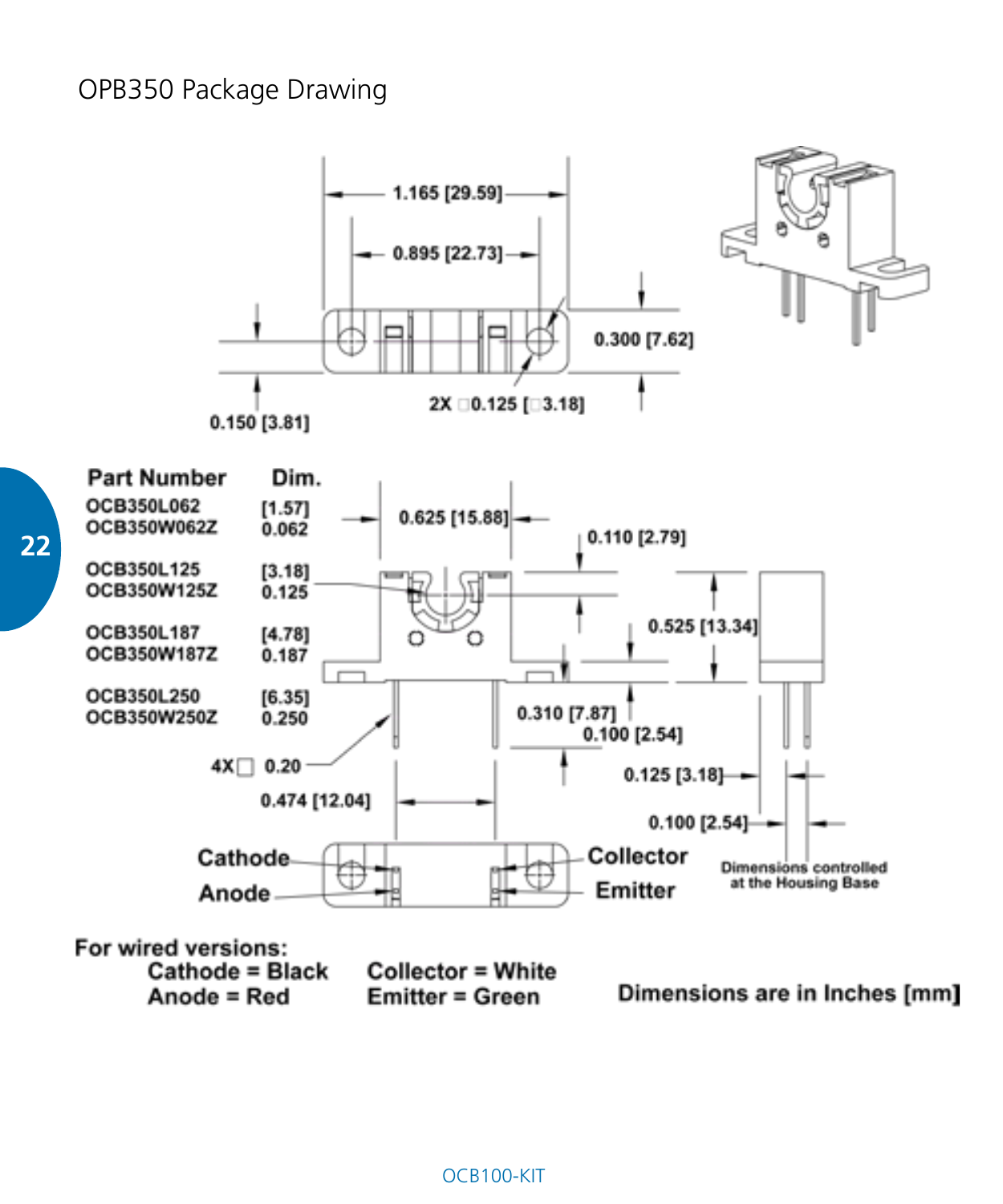# OPB350 Package Drawing

1.165 [29.59]

0.895 [22.73]

0.300 [7.62]

0.150 [3.81]

2X □0.125 [□3.18]

| Part Number | Dim. |
| --- | --- |
| OCB350L062<br>OCB350W062Z | [1.57]<br>0.062 |
| OCB350L125<br>OCB350W125Z | [3.18]<br>0.125 |
| OCB350L187<br>OCB350W187Z | [4.78]<br>0.187 |
| OCB350L250<br>OCB350W250Z | [6.35]<br>0.250 |

0.625 [15.88]

0.110 [2.79]

0.525 [13.34]

0.310 [7.87]

0.100 [2.54]

0.125 [3.18]

0.100 [2.54]

4X□ 0.20

0.474 [12.04]

Cathode

Anode

Collector

Emitter

Dimensions controlled at the Housing Base

For wired versions:

Cathode = Black
Anode = Red

Collector = White
Emitter = Green

Dimensions are in Inches [mm]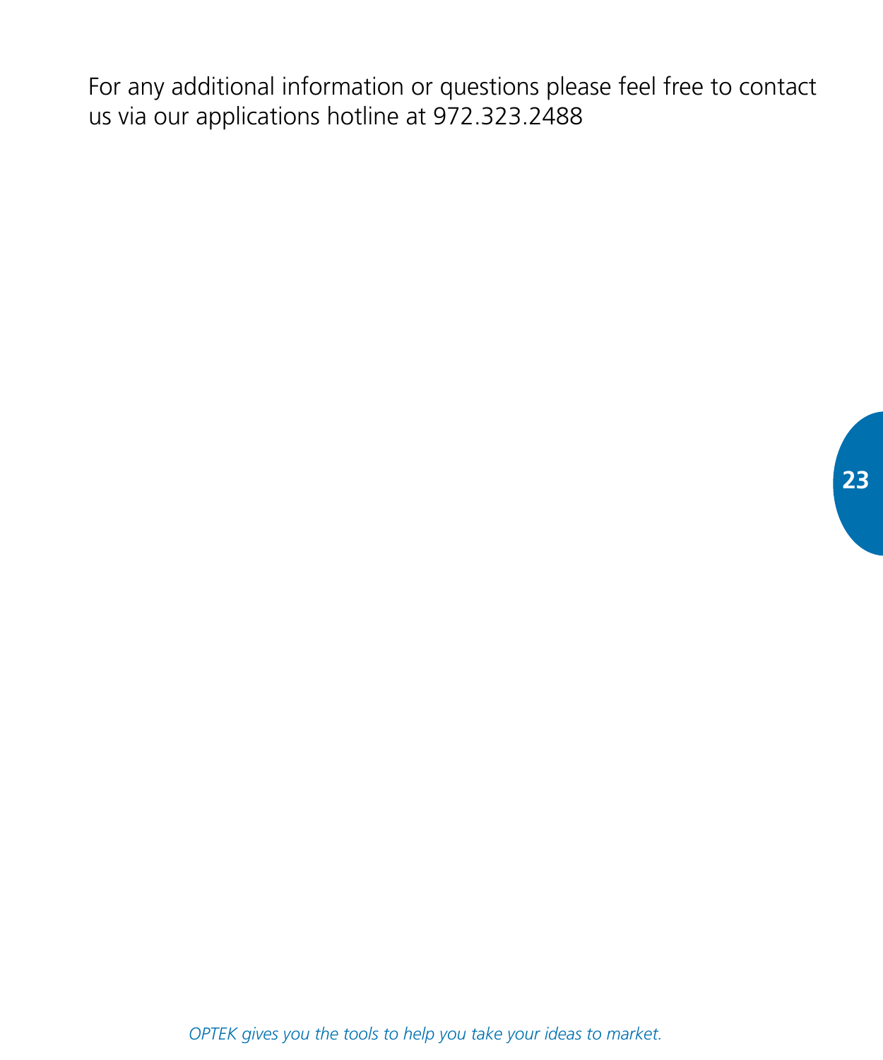For any additional information or questions please feel free to contact us via our applications hotline at 972.323.2488

*OPTEK gives you the tools to help you take your ideas to market.*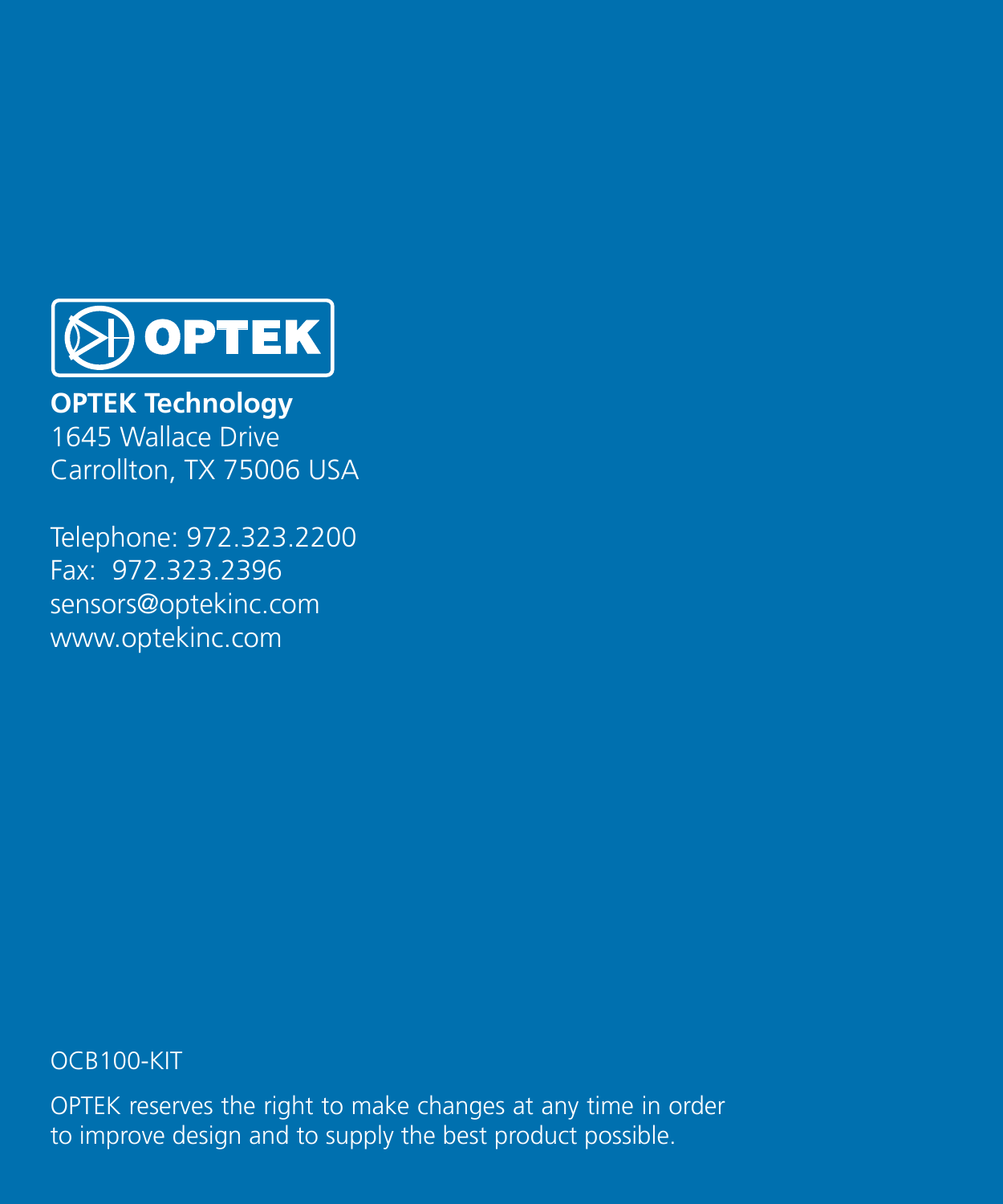**OPTEK Technology**
1645 Wallace Drive
Carrollton, TX 75006 USA

Telephone: 972.323.2200
Fax: 972.323.2396
sensors@optekinc.com
www.optekinc.com

OCB100-KIT

OPTEK reserves the right to make changes at any time in order to improve design and to supply the best product possible.